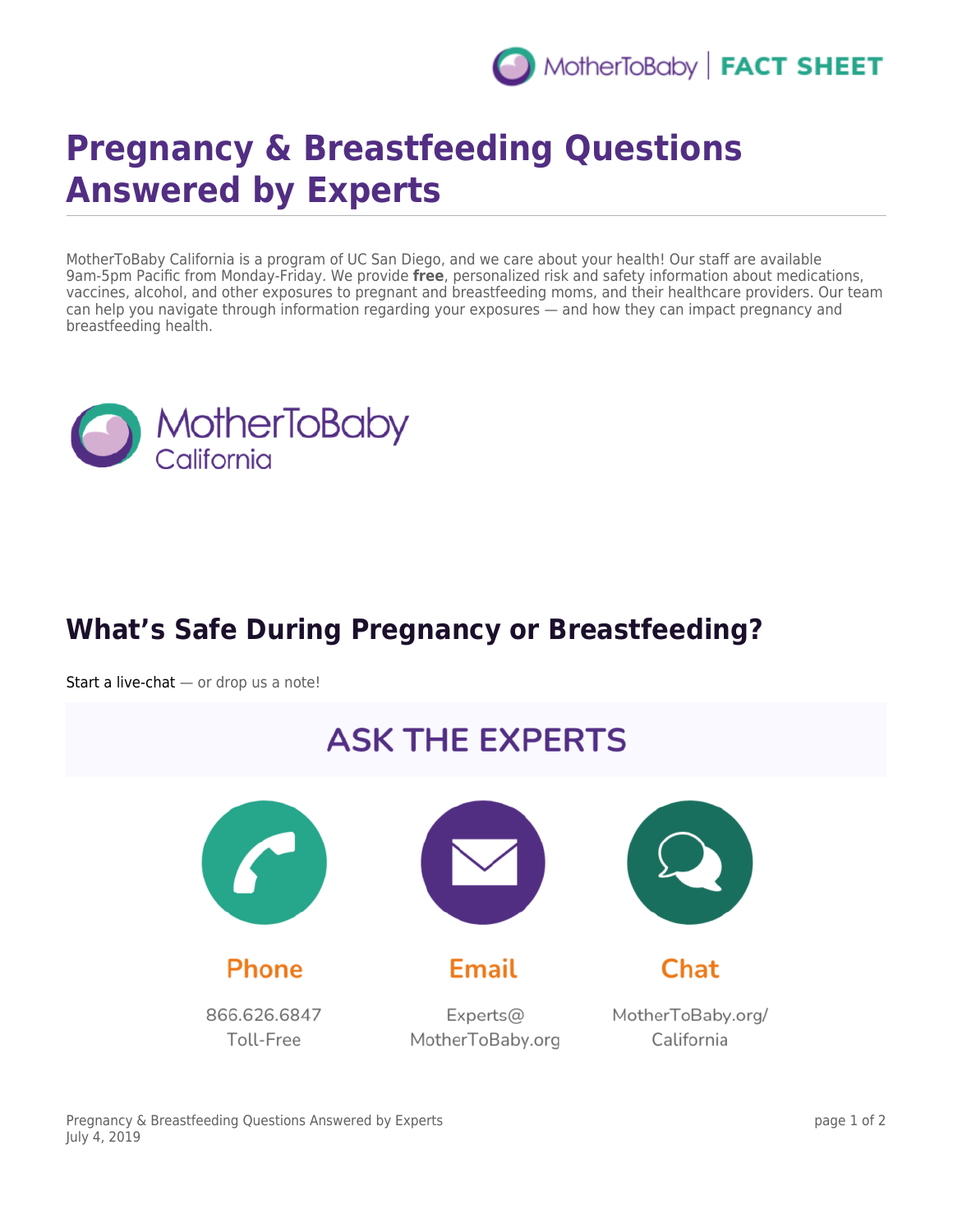# Pregnancy & Breastfeeding Questions Answered by Experts

MotherToBaby California is a program of UC San Diego, and we care about your health! Our staff are available 9am-5pm Pacific from Monday-Friday. We provide **free**, personalized risk and safety information about medications, vaccines, alcohol, and other exposures to pregnant and breastfeeding moms, and their healthcare providers. Our team can help you navigate through information regarding your exposures — and how they can impact pregnancy and breastfeeding health.

MotherToBaby California

## What's Safe During Pregnancy or Breastfeeding?

Start a live-chat — or drop us a note!

### ASK THE EXPERTS

**Phone**

866.626.6847
Toll-Free

**Email**

Experts@
MotherToBaby.org

**Chat**

MotherToBaby.org/
California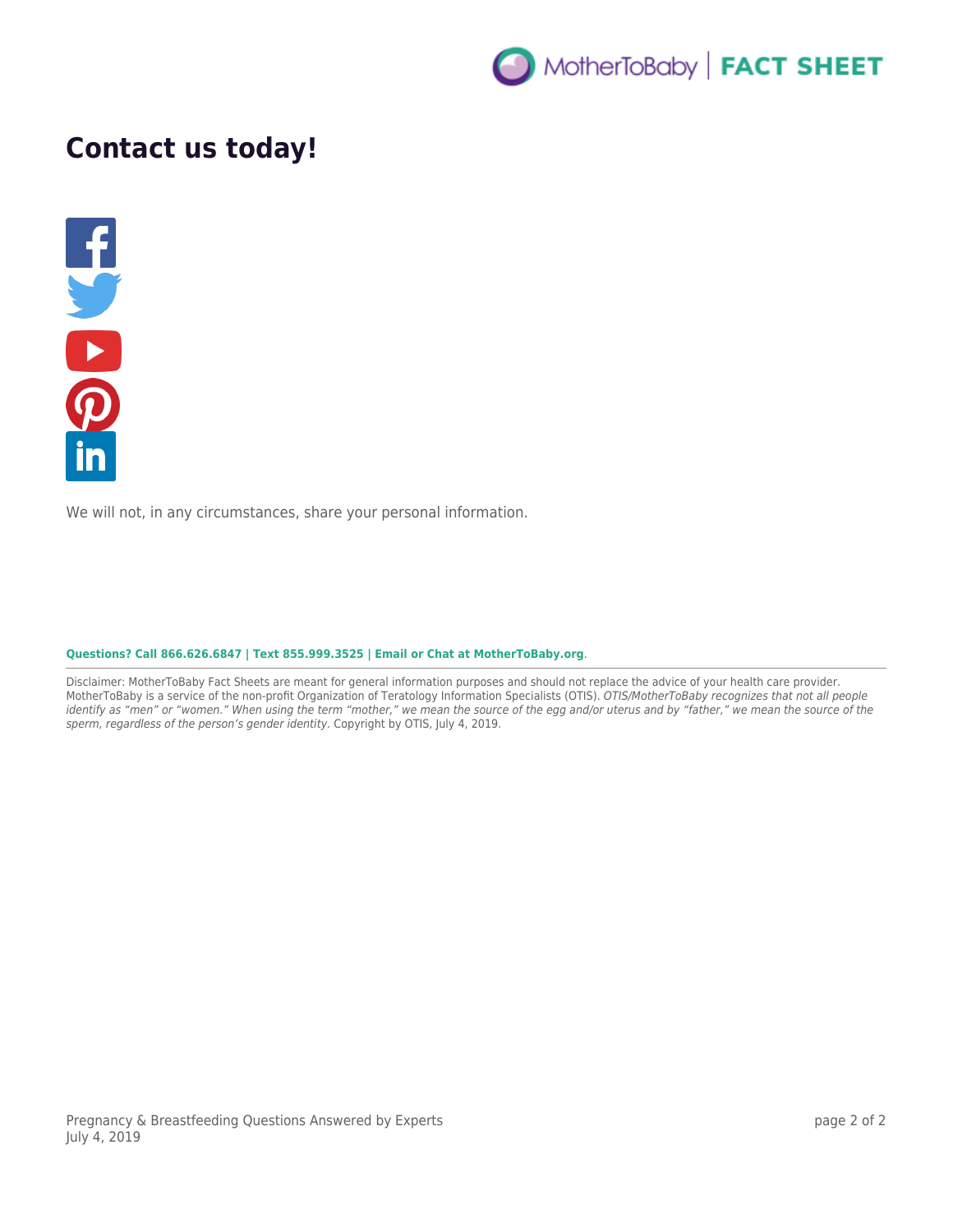# Contact us today!

We will not, in any circumstances, share your personal information.

**Questions? Call 866.626.6847 | Text 855.999.3525 | Email or Chat at MotherToBaby.org**.

Disclaimer: MotherToBaby Fact Sheets are meant for general information purposes and should not replace the advice of your health care provider. MotherToBaby is a service of the non-profit Organization of Teratology Information Specialists (OTIS). *OTIS/MotherToBaby recognizes that not all people identify as "men" or "women." When using the term "mother," we mean the source of the egg and/or uterus and by "father," we mean the source of the sperm, regardless of the person's gender identity.* Copyright by OTIS, July 4, 2019.